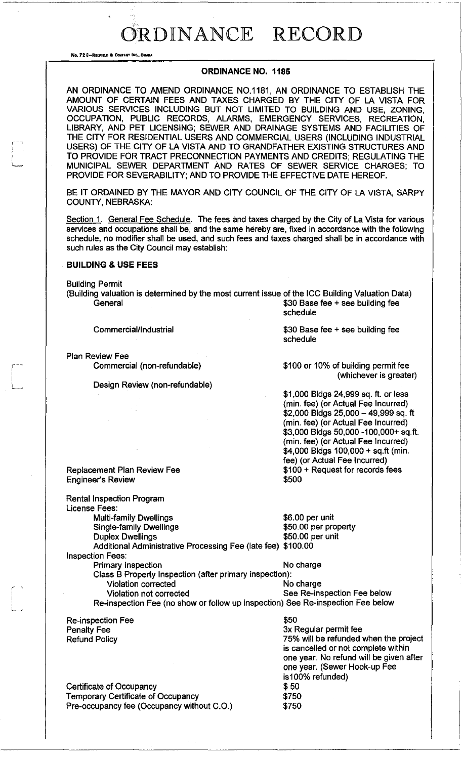# ORDINANCE RECORD

No. 72 8—REDFIELD & COMPANY INC., OMAHA

## ORDINANCE NO. 1185

AN ORDINANCE TO AMEND ORDINANCE NO.1181, AN ORDINANCE TO ESTABLISH THE AMOUNT OF CERTAIN FEES AND TAXES CHARGED BY THE CITY OF LA VISTA FOR VARIOUS SERVICES INCLUDING BUT NOT LIMITED TO BUILDING AND USE, ZONING, OCCUPATION, PUBLIC RECORDS, ALARMS, EMERGENCY SERVICES, RECREATION, LIBRARY, AND PET LICENSING; SEWER AND DRAINAGE SYSTEMS AND FACILITIES OF THE CITY FOR RESIDENTIAL USERS AND COMMERCIAL USERS (INCLUDING INDUSTRIAL USERS) OF THE CITY OF LA VISTA AND TO GRANDFATHER EXISTING STRUCTURES AND TO PROVIDE FOR TRACT PRECONNECTION PAYMENTS AND CREDITS; REGULATING THE MUNICIPAL SEWER DEPARTMENT AND RATES OF SEWER SERVICE CHARGES; TO PROVIDE FOR SEVERABILITY; AND TO PROVIDE THE EFFECTIVE DATE HEREOF.

BE IT ORDAINED BY THE MAYOR AND CITY COUNCIL OF THE CITY OF LA VISTA, SARPY COUNTY, NEBRASKA:

Section 1. General Fee Schedule. The fees and taxes charged by the City of La Vista for various services and occupations shall be, and the same hereby are, fixed in accordance with the following schedule, no modifier shall be used, and such fees and taxes charged shall be in accordance with such rules as the City Council may establish:

### BUILDING & USE FEES

Building Permit
(Building valuation is determined by the most current issue of the ICC Building Valuation Data)

| | |
|---|---|
| General | $30 Base fee + see building fee schedule |
| Commercial/Industrial | $30 Base fee + see building fee schedule |
| Plan Review Fee | |
| Commercial (non-refundable) | $100 or 10% of building permit fee (whichever is greater) |
| Design Review (non-refundable) | $1,000 Bldgs 24,999 sq. ft. or less (min. fee) (or Actual Fee Incurred)<br>$2,000 Bldgs 25,000 – 49,999 sq. ft (min. fee) (or Actual Fee Incurred)<br>$3,000 Bldgs 50,000 -100,000+ sq.ft. (min. fee) (or Actual Fee Incurred)<br>$4,000 Bldgs 100,000 + sq.ft (min. fee) (or Actual Fee Incurred) |
| Replacement Plan Review Fee | $100 + Request for records fees |
| Engineer's Review | $500 |

Rental Inspection Program
License Fees:

| | |
|---|---|
| Multi-family Dwellings | $6.00 per unit |
| Single-family Dwellings | $50.00 per property |
| Duplex Dwellings | $50.00 per unit |
| Additional Administrative Processing Fee (late fee) | $100.00 |

Inspection Fees:

| | |
|---|---|
| Primary Inspection | No charge |
| Class B Property Inspection (after primary inspection): | |
| Violation corrected | No charge |
| Violation not corrected | See Re-inspection Fee below |
| Re-inspection Fee (no show or follow up inspection) | See Re-inspection Fee below |

| | |
|---|---|
| Re-inspection Fee | $50 |
| Penalty Fee | 3x Regular permit fee |
| Refund Policy | 75% will be refunded when the project is cancelled or not complete within one year. No refund will be given after one year. (Sewer Hook-up Fee is100% refunded) |
| Certificate of Occupancy | $ 50 |
| Temporary Certificate of Occupancy | $750 |
| Pre-occupancy fee (Occupancy without C.O.) | $750 |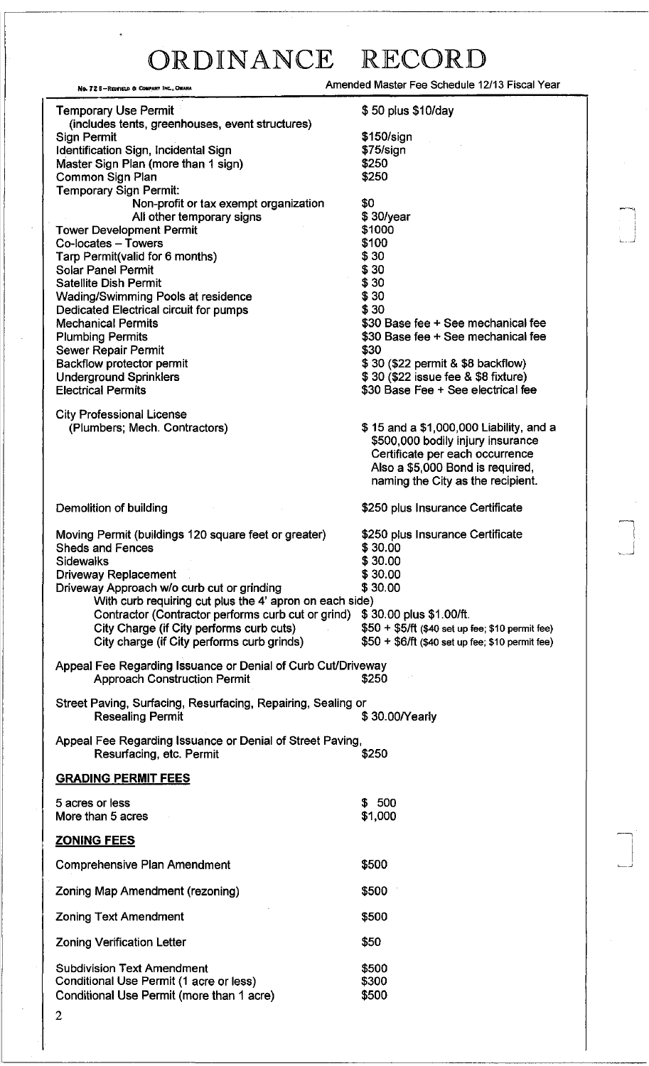# ORDINANCE RECORD

No. 72 8—Redfield & Company Inc., Omaha

Amended Master Fee Schedule 12/13 Fiscal Year

| | |
|---|---|
| Temporary Use Permit (includes tents, greenhouses, event structures) | $ 50 plus $10/day |
| Sign Permit | $150/sign |
| Identification Sign, Incidental Sign | $75/sign |
| Master Sign Plan (more than 1 sign) | $250 |
| Common Sign Plan | $250 |
| Temporary Sign Permit: | |
| Non-profit or tax exempt organization | $0 |
| All other temporary signs | $ 30/year |
| Tower Development Permit | $1000 |
| Co-locates – Towers | $100 |
| Tarp Permit(valid for 6 months) | $ 30 |
| Solar Panel Permit | $ 30 |
| Satellite Dish Permit | $ 30 |
| Wading/Swimming Pools at residence | $ 30 |
| Dedicated Electrical circuit for pumps | $ 30 |
| Mechanical Permits | $30 Base fee + See mechanical fee |
| Plumbing Permits | $30 Base fee + See mechanical fee |
| Sewer Repair Permit | $30 |
| Backflow protector permit | $ 30 ($22 permit & $8 backflow) |
| Underground Sprinklers | $ 30 ($22 issue fee & $8 fixture) |
| Electrical Permits | $30 Base Fee + See electrical fee |
| City Professional License (Plumbers; Mech. Contractors) | $ 15 and a $1,000,000 Liability, and a $500,000 bodily injury insurance Certificate per each occurrence Also a $5,000 Bond is required, naming the City as the recipient. |
| Demolition of building | $250 plus Insurance Certificate |
| Moving Permit (buildings 120 square feet or greater) | $250 plus Insurance Certificate |
| Sheds and Fences | $ 30.00 |
| Sidewalks | $ 30.00 |
| Driveway Replacement | $ 30.00 |
| Driveway Approach w/o curb cut or grinding | $ 30.00 |
| With curb requiring cut plus the 4' apron on each side) | |
| Contractor (Contractor performs curb cut or grind) | $ 30.00 plus $1.00/ft. |
| City Charge (if City performs curb cuts) | $50 + $5/ft ($40 set up fee; $10 permit fee) |
| City charge (if City performs curb grinds) | $50 + $6/ft ($40 set up fee; $10 permit fee) |
| Appeal Fee Regarding Issuance or Denial of Curb Cut/Driveway Approach Construction Permit | $250 |
| Street Paving, Surfacing, Resurfacing, Repairing, Sealing or Resealing Permit | $ 30.00/Yearly |
| Appeal Fee Regarding Issuance or Denial of Street Paving, Resurfacing, etc. Permit | $250 |

## GRADING PERMIT FEES

| | |
|---|---|
| 5 acres or less | $ 500 |
| More than 5 acres | $1,000 |

## ZONING FEES

| | |
|---|---|
| Comprehensive Plan Amendment | $500 |
| Zoning Map Amendment (rezoning) | $500 |
| Zoning Text Amendment | $500 |
| Zoning Verification Letter | $50 |
| Subdivision Text Amendment | $500 |
| Conditional Use Permit (1 acre or less) | $300 |
| Conditional Use Permit (more than 1 acre) | $500 |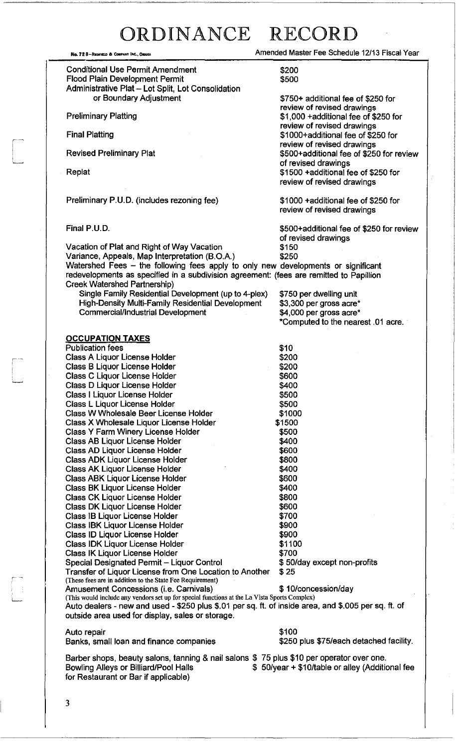# ORDINANCE RECORD

Amended Master Fee Schedule 12/13 Fiscal Year

| | |
|---|---|
| Conditional Use Permit Amendment | $200 |
| Flood Plain Development Permit | $500 |
| Administrative Plat – Lot Split, Lot Consolidation or Boundary Adjustment | $750+ additional fee of $250 for review of revised drawings |
| Preliminary Platting | $1,000 +additional fee of $250 for review of revised drawings |
| Final Platting | $1000+additional fee of $250 for review of revised drawings |
| Revised Preliminary Plat | $500+additional fee of $250 for review of revised drawings |
| Replat | $1500 +additional fee of $250 for review of revised drawings |
| Preliminary P.U.D. (includes rezoning fee) | $1000 +additional fee of $250 for review of revised drawings |
| Final P.U.D. | $500+additional fee of $250 for review of revised drawings |
| Vacation of Plat and Right of Way Vacation | $150 |
| Variance, Appeals, Map Interpretation (B.O.A.) | $250 |

Watershed Fees – the following fees apply to only new developments or significant redevelopments as specified in a subdivision agreement: (fees are remitted to Papillion Creek Watershed Partnership)

| | |
|---|---|
| Single Family Residential Development (up to 4-plex) | $750 per dwelling unit |
| High-Density Multi-Family Residential Development | $3,300 per gross acre* |
| Commercial/Industrial Development | $4,000 per gross acre* |

*Computed to the nearest .01 acre.

## OCCUPATION TAXES

| | |
|---|---|
| Publication fees | $10 |
| Class A Liquor License Holder | $200 |
| Class B Liquor License Holder | $200 |
| Class C Liquor License Holder | $600 |
| Class D Liquor License Holder | $400 |
| Class I Liquor License Holder | $500 |
| Class L Liquor License Holder | $500 |
| Class W Wholesale Beer License Holder | $1000 |
| Class X Wholesale Liquor License Holder | $1500 |
| Class Y Farm Winery License Holder | $500 |
| Class AB Liquor License Holder | $400 |
| Class AD Liquor License Holder | $600 |
| Class ADK Liquor License Holder | $800 |
| Class AK Liquor License Holder | $400 |
| Class ABK Liquor License Holder | $600 |
| Class BK Liquor License Holder | $400 |
| Class CK Liquor License Holder | $800 |
| Class DK Liquor License Holder | $600 |
| Class IB Liquor License Holder | $700 |
| Class IBK Liquor License Holder | $900 |
| Class ID Liquor License Holder | $900 |
| Class IDK Liquor License Holder | $1100 |
| Class IK Liquor License Holder | $700 |
| Special Designated Permit – Liquor Control | $ 50/day except non-profits |
| Transfer of Liquor License from One Location to Another | $ 25 |

(These fees are in addition to the State Fee Requirement)

| | |
|---|---|
| Amusement Concessions (i.e. Carnivals) | $ 10/concession/day |

(This would include any vendors set up for special functions at the La Vista Sports Complex)

Auto dealers - new and used - $250 plus $.01 per sq. ft. of inside area, and $.005 per sq. ft. of outside area used for display, sales or storage.

| | |
|---|---|
| Auto repair | $100 |
| Banks, small loan and finance companies | $250 plus $75/each detached facility. |
| Barber shops, beauty salons, tanning & nail salons | $ 75 plus $10 per operator over one. |
| Bowling Alleys or Billiard/Pool Halls | $ 50/year + $10/table or alley (Additional fee for Restaurant or Bar if applicable) |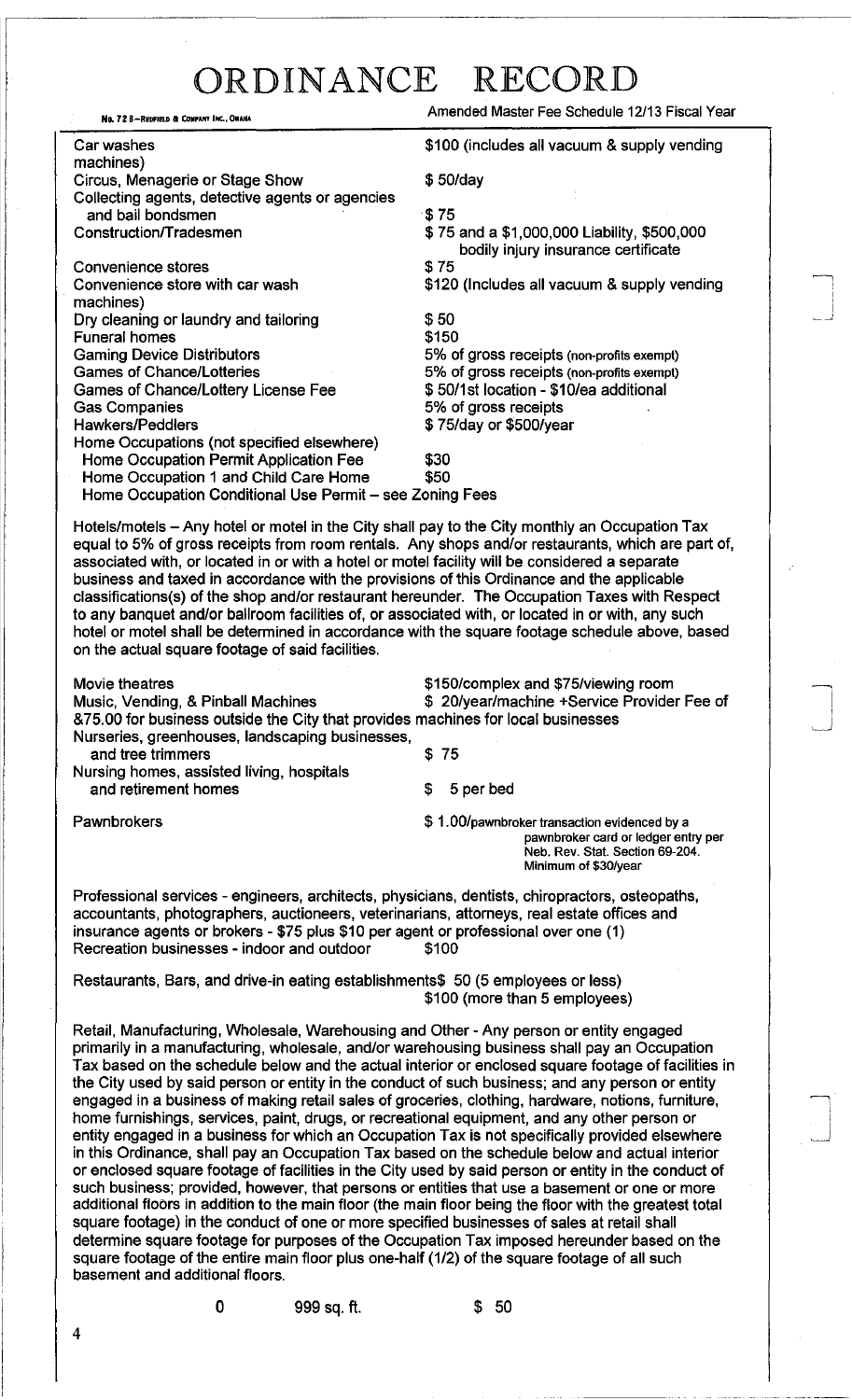# ORDINANCE RECORD

No. 72 8—REDFIELD & COMPANY INC., OMAHA

Amended Master Fee Schedule 12/13 Fiscal Year

| | |
|---|---|
| Car washes machines) | $100 (includes all vacuum & supply vending |
| Circus, Menagerie or Stage Show | $ 50/day |
| Collecting agents, detective agents or agencies and bail bondsmen | $ 75 |
| Construction/Tradesmen | $ 75 and a $1,000,000 Liability, $500,000 bodily injury insurance certificate |
| Convenience stores | $ 75 |
| Convenience store with car wash machines) | $120 (Includes all vacuum & supply vending |
| Dry cleaning or laundry and tailoring | $ 50 |
| Funeral homes | $150 |
| Gaming Device Distributors | 5% of gross receipts (non-profits exempt) |
| Games of Chance/Lotteries | 5% of gross receipts (non-profits exempt) |
| Games of Chance/Lottery License Fee | $ 50/1st location - $10/ea additional |
| Gas Companies | 5% of gross receipts |
| Hawkers/Peddlers | $ 75/day or $500/year |
| Home Occupations (not specified elsewhere) | |
| Home Occupation Permit Application Fee | $30 |
| Home Occupation 1 and Child Care Home | $50 |
| Home Occupation Conditional Use Permit – see Zoning Fees | |

Hotels/motels – Any hotel or motel in the City shall pay to the City monthly an Occupation Tax equal to 5% of gross receipts from room rentals. Any shops and/or restaurants, which are part of, associated with, or located in or with a hotel or motel facility will be considered a separate business and taxed in accordance with the provisions of this Ordinance and the applicable classifications(s) of the shop and/or restaurant hereunder. The Occupation Taxes with Respect to any banquet and/or ballroom facilities of, or associated with, or located in or with, any such hotel or motel shall be determined in accordance with the square footage schedule above, based on the actual square footage of said facilities.

| | |
|---|---|
| Movie theatres | $150/complex and $75/viewing room |
| Music, Vending, & Pinball Machines | $ 20/year/machine +Service Provider Fee of &75.00 for business outside the City that provides machines for local businesses |
| Nurseries, greenhouses, landscaping businesses, and tree trimmers | $ 75 |
| Nursing homes, assisted living, hospitals and retirement homes | $ 5 per bed |
| Pawnbrokers | $ 1.00/pawnbroker transaction evidenced by a pawnbroker card or ledger entry per Neb. Rev. Stat. Section 69-204. Minimum of $30/year |

Professional services - engineers, architects, physicians, dentists, chiropractors, osteopaths, accountants, photographers, auctioneers, veterinarians, attorneys, real estate offices and insurance agents or brokers - $75 plus $10 per agent or professional over one (1)

Recreation businesses - indoor and outdoor $100

Restaurants, Bars, and drive-in eating establishments$ 50 (5 employees or less)
$100 (more than 5 employees)

Retail, Manufacturing, Wholesale, Warehousing and Other - Any person or entity engaged primarily in a manufacturing, wholesale, and/or warehousing business shall pay an Occupation Tax based on the schedule below and the actual interior or enclosed square footage of facilities in the City used by said person or entity in the conduct of such business; and any person or entity engaged in a business of making retail sales of groceries, clothing, hardware, notions, furniture, home furnishings, services, paint, drugs, or recreational equipment, and any other person or entity engaged in a business for which an Occupation Tax is not specifically provided elsewhere in this Ordinance, shall pay an Occupation Tax based on the schedule below and actual interior or enclosed square footage of facilities in the City used by said person or entity in the conduct of such business; provided, however, that persons or entities that use a basement or one or more additional floors in addition to the main floor (the main floor being the floor with the greatest total square footage) in the conduct of one or more specified businesses of sales at retail shall determine square footage for purposes of the Occupation Tax imposed hereunder based on the square footage of the entire main floor plus one-half (1/2) of the square footage of all such basement and additional floors.

| | | |
|---|---|---|
| 0 | 999 sq. ft. | $ 50 |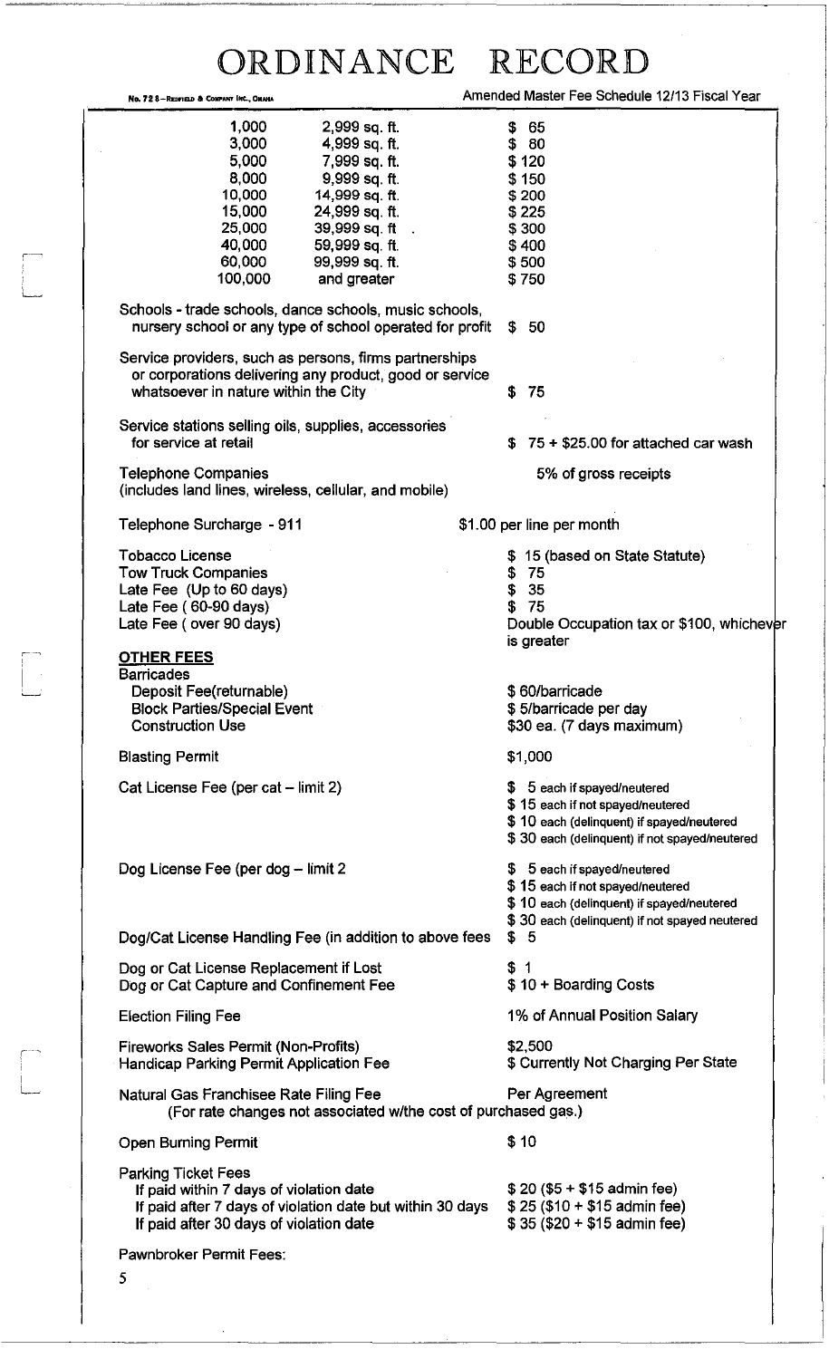| | | |
|---|---|---|
| 1,000 | 2,999 sq. ft. | $ 65 |
| 3,000 | 4,999 sq. ft. | $ 80 |
| 5,000 | 7,999 sq. ft. | $ 120 |
| 8,000 | 9,999 sq. ft. | $ 150 |
| 10,000 | 14,999 sq. ft. | $ 200 |
| 15,000 | 24,999 sq. ft. | $ 225 |
| 25,000 | 39,999 sq. ft | $ 300 |
| 40,000 | 59,999 sq. ft. | $ 400 |
| 60,000 | 99,999 sq. ft. | $ 500 |
| 100,000 | and greater | $ 750 |

| | |
|---|---|
| Schools - trade schools, dance schools, music schools, nursery school or any type of school operated for profit | $ 50 |
| Service providers, such as persons, firms partnerships or corporations delivering any product, good or service whatsoever in nature within the City | $ 75 |
| Service stations selling oils, supplies, accessories for service at retail | $ 75 + $25.00 for attached car wash |
| Telephone Companies (includes land lines, wireless, cellular, and mobile) | 5% of gross receipts |
| Telephone Surcharge - 911 | $1.00 per line per month |
| Tobacco License | $ 15 (based on State Statute) |
| Tow Truck Companies | $ 75 |
| Late Fee (Up to 60 days) | $ 35 |
| Late Fee ( 60-90 days) | $ 75 |
| Late Fee ( over 90 days) | Double Occupation tax or $100, whichever is greater |

**OTHER FEES**

| | |
|---|---|
| Barricades | |
| Deposit Fee(returnable) | $ 60/barricade |
| Block Parties/Special Event | $ 5/barricade per day |
| Construction Use | $30 ea. (7 days maximum) |
| Blasting Permit | $1,000 |
| Cat License Fee (per cat – limit 2) | $ 5 each if spayed/neutered<br>$ 15 each if not spayed/neutered<br>$ 10 each (delinquent) if spayed/neutered<br>$ 30 each (delinquent) if not spayed/neutered |
| Dog License Fee (per dog – limit 2 | $ 5 each if spayed/neutered<br>$ 15 each if not spayed/neutered<br>$ 10 each (delinquent) if spayed/neutered<br>$ 30 each (delinquent) if not spayed neutered |
| Dog/Cat License Handling Fee (in addition to above fees | $ 5 |
| Dog or Cat License Replacement if Lost | $ 1 |
| Dog or Cat Capture and Confinement Fee | $ 10 + Boarding Costs |
| Election Filing Fee | 1% of Annual Position Salary |
| Fireworks Sales Permit (Non-Profits) | $2,500 |
| Handicap Parking Permit Application Fee | $ Currently Not Charging Per State |
| Natural Gas Franchisee Rate Filing Fee (For rate changes not associated w/the cost of purchased gas.) | Per Agreement |
| Open Burning Permit | $ 10 |
| Parking Ticket Fees | |
| If paid within 7 days of violation date | $ 20 ($5 + $15 admin fee) |
| If paid after 7 days of violation date but within 30 days | $ 25 ($10 + $15 admin fee) |
| If paid after 30 days of violation date | $ 35 ($20 + $15 admin fee) |

Pawnbroker Permit Fees: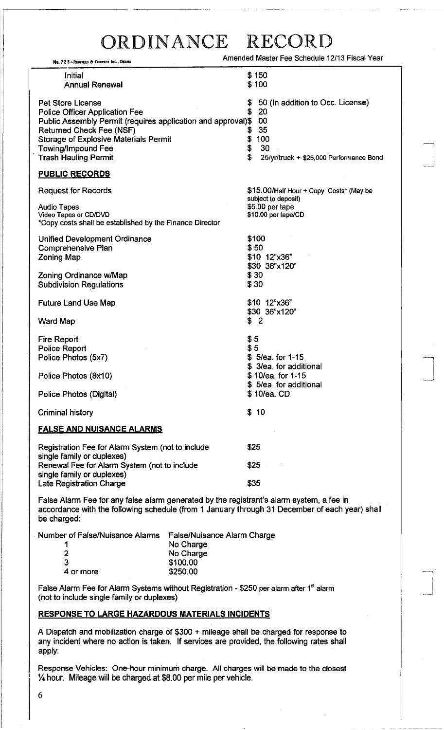# ORDINANCE RECORD

Amended Master Fee Schedule 12/13 Fiscal Year

| | |
|---|---|
| Initial | $ 150 |
| Annual Renewal | $ 100 |
| | |
| Pet Store License | $ 50 (In addition to Occ. License) |
| Police Officer Application Fee | $ 20 |
| Public Assembly Permit (requires application and approval) | $ 00 |
| Returned Check Fee (NSF) | $ 35 |
| Storage of Explosive Materials Permit | $ 100 |
| Towing/Impound Fee | $ 30 |
| Trash Hauling Permit | $ 25/yr/truck + $25,000 Performance Bond |

**PUBLIC RECORDS**

| | |
|---|---|
| Request for Records | $15.00/Half Hour + Copy Costs* (May be subject to deposit) |
| Audio Tapes | $5.00 per tape |
| Video Tapes or CD/DVD | $10.00 per tape/CD |

*Copy costs shall be established by the Finance Director

| | |
|---|---|
| Unified Development Ordinance | $100 |
| Comprehensive Plan | $ 50 |
| Zoning Map | $10 12"x36"<br>$30 36"x120" |
| Zoning Ordinance w/Map | $ 30 |
| Subdivision Regulations | $ 30 |
| Future Land Use Map | $10 12"x36"<br>$30 36"x120" |
| Ward Map | $ 2 |
| Fire Report | $ 5 |
| Police Report | $ 5 |
| Police Photos (5x7) | $ 5/ea. for 1-15<br>$ 3/ea. for additional |
| Police Photos (8x10) | $ 10/ea. for 1-15<br>$ 5/ea. for additional |
| Police Photos (Digital) | $ 10/ea. CD |
| Criminal history | $ 10 |

**FALSE AND NUISANCE ALARMS**

| | |
|---|---|
| Registration Fee for Alarm System (not to include single family or duplexes) | $25 |
| Renewal Fee for Alarm System (not to include single family or duplexes) | $25 |
| Late Registration Charge | $35 |

False Alarm Fee for any false alarm generated by the registrant's alarm system, a fee in accordance with the following schedule (from 1 January through 31 December of each year) shall be charged:

| Number of False/Nuisance Alarms | False/Nuisance Alarm Charge |
|---|---|
| 1 | No Charge |
| 2 | No Charge |
| 3 | $100.00 |
| 4 or more | $250.00 |

False Alarm Fee for Alarm Systems without Registration - $250 per alarm after 1st alarm (not to include single family or duplexes)

**RESPONSE TO LARGE HAZARDOUS MATERIALS INCIDENTS**

A Dispatch and mobilization charge of $300 + mileage shall be charged for response to any incident where no action is taken. If services are provided, the following rates shall apply:

Response Vehicles: One-hour minimum charge. All charges will be made to the closest ¼ hour. Mileage will be charged at $8.00 per mile per vehicle.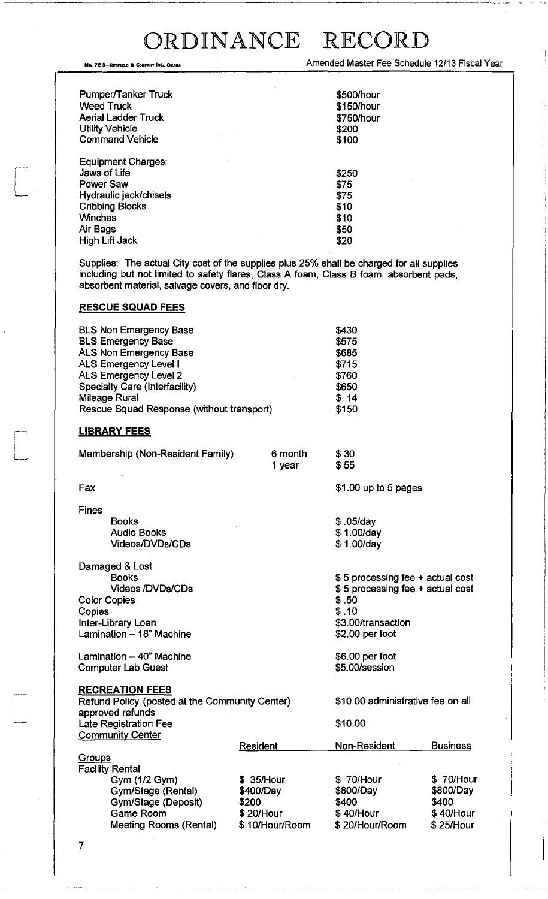| | |
|---|---|
| Pumper/Tanker Truck | $500/hour |
| Weed Truck | $150/hour |
| Aerial Ladder Truck | $750/hour |
| Utility Vehicle | $200 |
| Command Vehicle | $100 |

| | |
|---|---|
| Equipment Charges: | |
| Jaws of Life | $250 |
| Power Saw | $75 |
| Hydraulic jack/chisels | $75 |
| Cribbing Blocks | $10 |
| Winches | $10 |
| Air Bags | $50 |
| High Lift Jack | $20 |

Supplies: The actual City cost of the supplies plus 25% shall be charged for all supplies including but not limited to safety flares, Class A foam, Class B foam, absorbent pads, absorbent material, salvage covers, and floor dry.

**RESCUE SQUAD FEES**

| | |
|---|---|
| BLS Non Emergency Base | $430 |
| BLS Emergency Base | $575 |
| ALS Non Emergency Base | $685 |
| ALS Emergency Level I | $715 |
| ALS Emergency Level 2 | $760 |
| Specialty Care (Interfacility) | $650 |
| Mileage Rural | $ 14 |
| Rescue Squad Response (without transport) | $150 |

**LIBRARY FEES**

| | | |
|---|---|---|
| Membership (Non-Resident Family) | 6 month | $ 30 |
| | 1 year | $ 55 |
| Fax | | $1.00 up to 5 pages |
| Fines | | |
| Books | | $ .05/day |
| Audio Books | | $ 1.00/day |
| Videos/DVDs/CDs | | $ 1.00/day |
| Damaged & Lost | | |
| Books | | $ 5 processing fee + actual cost |
| Videos /DVDs/CDs | | $ 5 processing fee + actual cost |
| Color Copies | | $ .50 |
| Copies | | $ .10 |
| Inter-Library Loan | | $3.00/transaction |
| Lamination – 18" Machine | | $2.00 per foot |
| Lamination – 40" Machine | | $6.00 per foot |
| Computer Lab Guest | | $5.00/session |

**RECREATION FEES**

| | |
|---|---|
| Refund Policy (posted at the Community Center) | $10.00 administrative fee on all approved refunds |
| Late Registration Fee | $10.00 |

**Community Center**

| | Resident | Non-Resident | Business |
|---|---|---|---|
| **Groups** | | | |
| Facility Rental | | | |
| Gym (1/2 Gym) | $ 35/Hour | $ 70/Hour | $ 70/Hour |
| Gym/Stage (Rental) | $400/Day | $800/Day | $800/Day |
| Gym/Stage (Deposit) | $200 | $400 | $400 |
| Game Room | $ 20/Hour | $ 40/Hour | $ 40/Hour |
| Meeting Rooms (Rental) | $ 10/Hour/Room | $ 20/Hour/Room | $ 25/Hour |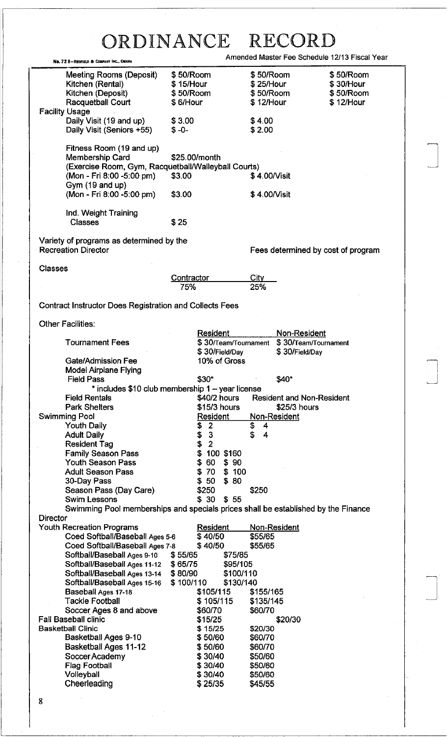# ORDINANCE RECORD

Amended Master Fee Schedule 12/13 Fiscal Year

| | | | |
|---|---|---|---|
| Meeting Rooms (Deposit) | $ 50/Room | $ 50/Room | $ 50/Room |
| Kitchen (Rental) | $ 15/Hour | $ 25/Hour | $ 30/Hour |
| Kitchen (Deposit) | $ 50/Room | $ 50/Room | $ 50/Room |
| Racquetball Court | $ 6/Hour | $ 12/Hour | $ 12/Hour |

Facility Usage

| | | |
|---|---|---|
| Daily Visit (19 and up) | $ 3.00 | $ 4.00 |
| Daily Visit (Seniors +55) | $ -0- | $ 2.00 |

Fitness Room (19 and up)

Membership Card — $25.00/month

(Exercise Room, Gym, Racquetball/Walleyball Courts)

| | | |
|---|---|---|
| (Mon - Fri 8:00 -5:00 pm) | $3.00 | $ 4.00/Visit |

Gym (19 and up)

| | | |
|---|---|---|
| (Mon - Fri 8:00 -5:00 pm) | $3.00 | $ 4.00/Visit |

Ind. Weight Training Classes — $ 25

Variety of programs as determined by the Recreation Director — Fees determined by cost of program

Classes

| Contractor | City |
|---|---|
| 75% | 25% |

Contract Instructor Does Registration and Collects Fees

Other Facilities:

| | Resident | Non-Resident |
|---|---|---|
| Tournament Fees | $ 30/Team/Tournament | $ 30/Team/Tournament |
| | $ 30/Field/Day | $ 30/Field/Day |
| Gate/Admission Fee | 10% of Gross | |
| Model Airplane Flying Field Pass | $30* | $40* |

\* includes $10 club membership 1 – year license

| | | |
|---|---|---|
| Field Rentals | $40/2 hours | Resident and Non-Resident |
| Park Shelters | $15/3 hours | $25/3 hours |

Swimming Pool

| | Resident | Non-Resident |
|---|---|---|
| Youth Daily | $ 2 | $ 4 |
| Adult Daily | $ 3 | $ 4 |
| Resident Tag | $ 2 | |
| Family Season Pass | $ 100 | $160 |
| Youth Season Pass | $ 60 | $ 90 |
| Adult Season Pass | $ 70 | $ 100 |
| 30-Day Pass | $ 50 | $ 80 |
| Season Pass (Day Care) | $250 | $250 |
| Swim Lessons | $ 30 | $ 55 |

Swimming Pool memberships and specials prices shall be established by the Finance Director

| Youth Recreation Programs | Resident | Non-Resident |
|---|---|---|
| Coed Softball/Baseball Ages 5-6 | $ 40/50 | $55/65 |
| Coed Softball/Baseball Ages 7-8 | $ 40/50 | $55/65 |
| Softball/Baseball Ages 9-10 | $ 55/65 | $75/85 |
| Softball/Baseball Ages 11-12 | $ 65/75 | $95/105 |
| Softball/Baseball Ages 13-14 | $ 80/90 | $100/110 |
| Softball/Baseball Ages 15-16 | $ 100/110 | $130/140 |
| Baseball Ages 17-18 | $105/115 | $155/165 |
| Tackle Football | $ 105/115 | $135/145 |
| Soccer Ages 8 and above | $60/70 | $60/70 |
| Fall Baseball clinic | $15/25 | $20/30 |
| Basketball Clinic | $ 15/25 | $20/30 |
| Basketball Ages 9-10 | $ 50/60 | $60/70 |
| Basketball Ages 11-12 | $ 50/60 | $60/70 |
| Soccer Academy | $ 30/40 | $50/60 |
| Flag Football | $ 30/40 | $50/60 |
| Volleyball | $ 30/40 | $50/60 |
| Cheerleading | $ 25/35 | $45/55 |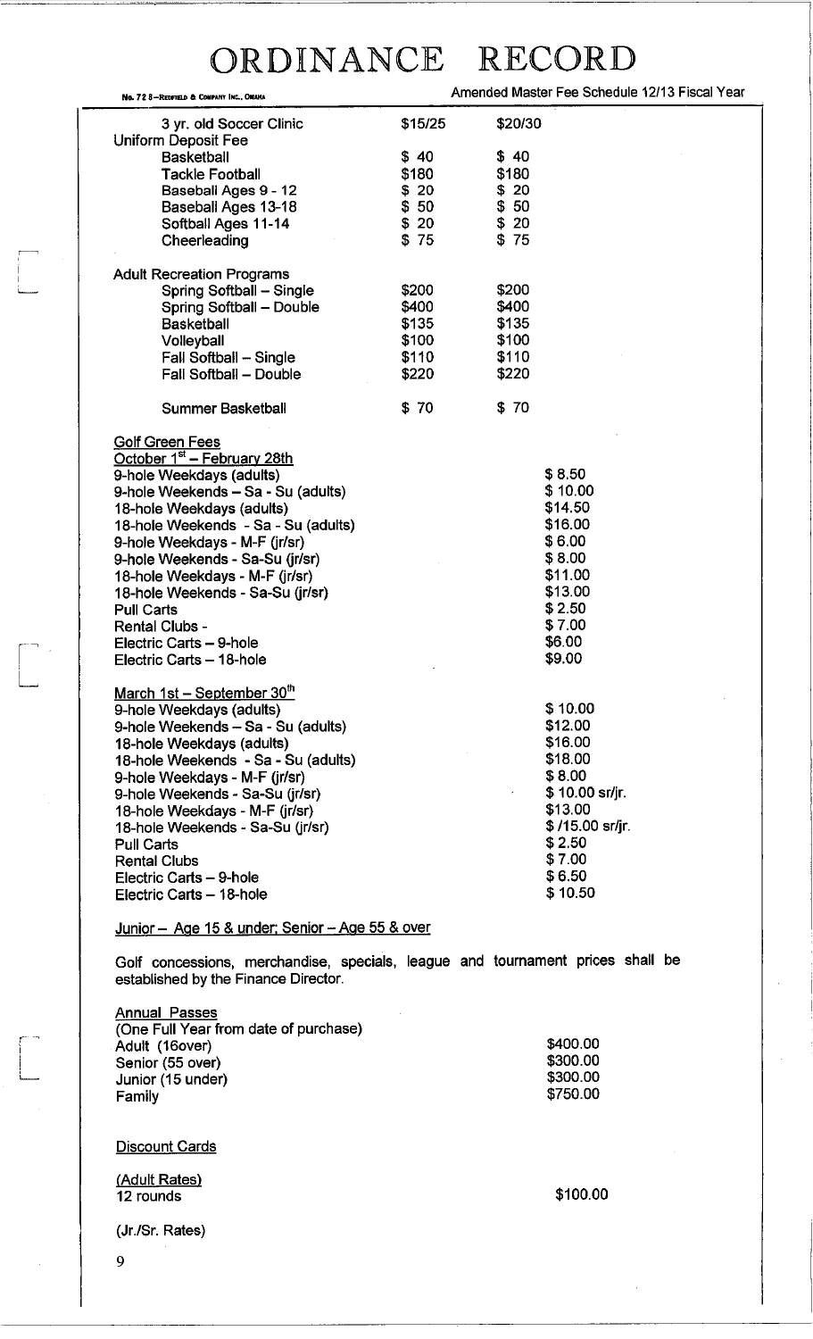| | | |
|---|---|---|
| 3 yr. old Soccer Clinic | $15/25 | $20/30 |
| Uniform Deposit Fee | | |
| Basketball | $ 40 | $ 40 |
| Tackle Football | $180 | $180 |
| Baseball Ages 9 - 12 | $ 20 | $ 20 |
| Baseball Ages 13-18 | $ 50 | $ 50 |
| Softball Ages 11-14 | $ 20 | $ 20 |
| Cheerleading | $ 75 | $ 75 |
| | | |
| Adult Recreation Programs | | |
| Spring Softball – Single | $200 | $200 |
| Spring Softball – Double | $400 | $400 |
| Basketball | $135 | $135 |
| Volleyball | $100 | $100 |
| Fall Softball – Single | $110 | $110 |
| Fall Softball – Double | $220 | $220 |
| | | |
| Summer Basketball | $ 70 | $ 70 |

<u>Golf Green Fees</u>

<u>October 1st – February 28th</u>

| | |
|---|---|
| 9-hole Weekdays (adults) | $ 8.50 |
| 9-hole Weekends – Sa - Su (adults) | $ 10.00 |
| 18-hole Weekdays (adults) | $14.50 |
| 18-hole Weekends - Sa - Su (adults) | $16.00 |
| 9-hole Weekdays - M-F (jr/sr) | $ 6.00 |
| 9-hole Weekends - Sa-Su (jr/sr) | $ 8.00 |
| 18-hole Weekdays - M-F (jr/sr) | $11.00 |
| 18-hole Weekends - Sa-Su (jr/sr) | $13.00 |
| Pull Carts | $ 2.50 |
| Rental Clubs - | $ 7.00 |
| Electric Carts – 9-hole | $6.00 |
| Electric Carts – 18-hole | $9.00 |

<u>March 1st – September 30th</u>

| | |
|---|---|
| 9-hole Weekdays (adults) | $ 10.00 |
| 9-hole Weekends – Sa - Su (adults) | $12.00 |
| 18-hole Weekdays (adults) | $16.00 |
| 18-hole Weekends - Sa - Su (adults) | $18.00 |
| 9-hole Weekdays - M-F (jr/sr) | $ 8.00 |
| 9-hole Weekends - Sa-Su (jr/sr) | $ 10.00 sr/jr. |
| 18-hole Weekdays - M-F (jr/sr) | $13.00 |
| 18-hole Weekends - Sa-Su (jr/sr) | $ /15.00 sr/jr. |
| Pull Carts | $ 2.50 |
| Rental Clubs | $ 7.00 |
| Electric Carts – 9-hole | $ 6.50 |
| Electric Carts – 18-hole | $ 10.50 |

<u>Junior – Age 15 & under; Senior – Age 55 & over</u>

Golf concessions, merchandise, specials, league and tournament prices shall be established by the Finance Director.

<u>Annual Passes</u>

| | |
|---|---|
| (One Full Year from date of purchase) | |
| Adult (16over) | $400.00 |
| Senior (55 over) | $300.00 |
| Junior (15 under) | $300.00 |
| Family | $750.00 |

<u>Discount Cards</u>

<u>(Adult Rates)</u>

| | |
|---|---|
| 12 rounds | $100.00 |

(Jr./Sr. Rates)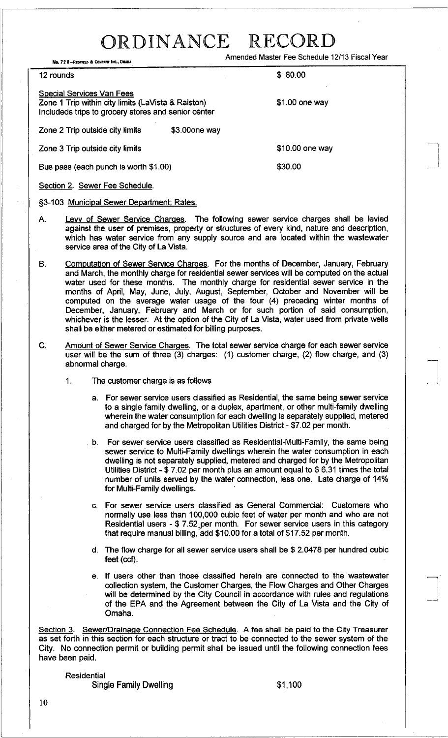12 rounds | $ 80.00

Special Services Van Fees

| | |
|---|---|
| Zone 1 Trip within city limits (LaVista & Ralston) Includeds trips to grocery stores and senior center | $1.00 one way |
| Zone 2 Trip outside city limits $3.00one way | |
| Zone 3 Trip outside city limits | $10.00 one way |
| Bus pass (each punch is worth $1.00) | $30.00 |

Section 2. Sewer Fee Schedule.

§3-103 Municipal Sewer Department; Rates.

A. Levy of Sewer Service Charges. The following sewer service charges shall be levied against the user of premises, property or structures of every kind, nature and description, which has water service from any supply source and are located within the wastewater service area of the City of La Vista.

B. Computation of Sewer Service Charges. For the months of December, January, February and March, the monthly charge for residential sewer services will be computed on the actual water used for these months. The monthly charge for residential sewer service in the months of April, May, June, July, August, September, October and November will be computed on the average water usage of the four (4) preceding winter months of December, January, February and March or for such portion of said consumption, whichever is the lesser. At the option of the City of La Vista, water used from private wells shall be either metered or estimated for billing purposes.

C. Amount of Sewer Service Charges. The total sewer service charge for each sewer service user will be the sum of three (3) charges: (1) customer charge, (2) flow charge, and (3) abnormal charge.

1. The customer charge is as follows

   a. For sewer service users classified as Residential, the same being sewer service to a single family dwelling, or a duplex, apartment, or other multi-family dwelling wherein the water consumption for each dwelling is separately supplied, metered and charged for by the Metropolitan Utilities District - $7.02 per month.

   b. For sewer service users classified as Residential-Multi-Family, the same being sewer service to Multi-Family dwellings wherein the water consumption in each dwelling is not separately supplied, metered and charged for by the Metropolitan Utilities District - $ 7.02 per month plus an amount equal to $ 6.31 times the total number of units served by the water connection, less one. Late charge of 14% for Multi-Family dwellings.

   c. For sewer service users classified as General Commercial: Customers who normally use less than 100,000 cubic feet of water per month and who are not Residential users - $ 7.52 per month. For sewer service users in this category that require manual billing, add $10.00 for a total of $17.52 per month.

   d. The flow charge for all sewer service users shall be $ 2.0478 per hundred cubic feet (ccf).

   e. If users other than those classified herein are connected to the wastewater collection system, the Customer Charges, the Flow Charges and Other Charges will be determined by the City Council in accordance with rules and regulations of the EPA and the Agreement between the City of La Vista and the City of Omaha.

Section 3. Sewer/Drainage Connection Fee Schedule. A fee shall be paid to the City Treasurer as set forth in this section for each structure or tract to be connected to the sewer system of the City. No connection permit or building permit shall be issued until the following connection fees have been paid.

Residential

| | |
|---|---|
| Single Family Dwelling | $1,100 |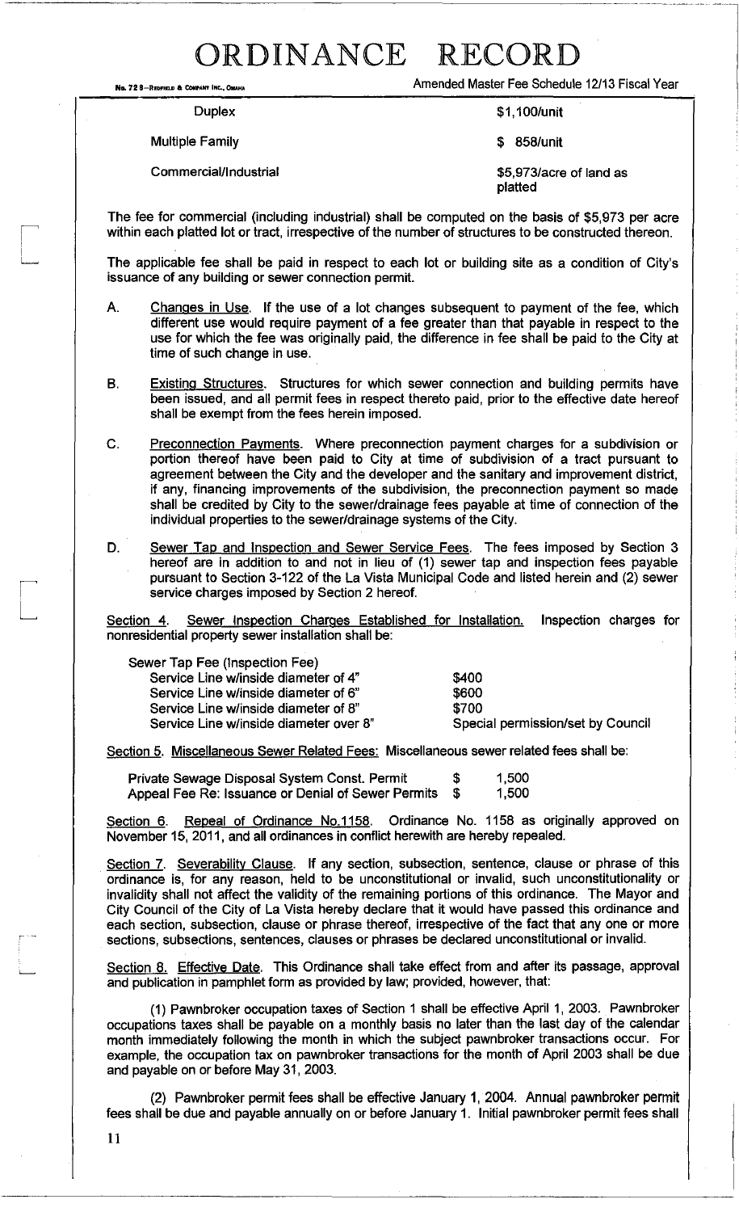| | |
|---|---|
| Duplex | $1,100/unit |
| Multiple Family | $ 858/unit |
| Commercial/Industrial | $5,973/acre of land as platted |

The fee for commercial (including industrial) shall be computed on the basis of $5,973 per acre within each platted lot or tract, irrespective of the number of structures to be constructed thereon.

The applicable fee shall be paid in respect to each lot or building site as a condition of City's issuance of any building or sewer connection permit.

A. Changes in Use. If the use of a lot changes subsequent to payment of the fee, which different use would require payment of a fee greater than that payable in respect to the use for which the fee was originally paid, the difference in fee shall be paid to the City at time of such change in use.

B. Existing Structures. Structures for which sewer connection and building permits have been issued, and all permit fees in respect thereto paid, prior to the effective date hereof shall be exempt from the fees herein imposed.

C. Preconnection Payments. Where preconnection payment charges for a subdivision or portion thereof have been paid to City at time of subdivision of a tract pursuant to agreement between the City and the developer and the sanitary and improvement district, if any, financing improvements of the subdivision, the preconnection payment so made shall be credited by City to the sewer/drainage fees payable at time of connection of the individual properties to the sewer/drainage systems of the City.

D. Sewer Tap and Inspection and Sewer Service Fees. The fees imposed by Section 3 hereof are in addition to and not in lieu of (1) sewer tap and inspection fees payable pursuant to Section 3-122 of the La Vista Municipal Code and listed herein and (2) sewer service charges imposed by Section 2 hereof.

Section 4. Sewer Inspection Charges Established for Installation. Inspection charges for nonresidential property sewer installation shall be:

| Sewer Tap Fee (Inspection Fee) | |
|---|---|
| Service Line w/inside diameter of 4" | $400 |
| Service Line w/inside diameter of 6" | $600 |
| Service Line w/inside diameter of 8" | $700 |
| Service Line w/inside diameter over 8" | Special permission/set by Council |

Section 5. Miscellaneous Sewer Related Fees: Miscellaneous sewer related fees shall be:

| | |
|---|---|
| Private Sewage Disposal System Const. Permit | $ 1,500 |
| Appeal Fee Re: Issuance or Denial of Sewer Permits | $ 1,500 |

Section 6. Repeal of Ordinance No.1158. Ordinance No. 1158 as originally approved on November 15, 2011, and all ordinances in conflict herewith are hereby repealed.

Section 7. Severability Clause. If any section, subsection, sentence, clause or phrase of this ordinance is, for any reason, held to be unconstitutional or invalid, such unconstitutionality or invalidity shall not affect the validity of the remaining portions of this ordinance. The Mayor and City Council of the City of La Vista hereby declare that it would have passed this ordinance and each section, subsection, clause or phrase thereof, irrespective of the fact that any one or more sections, subsections, sentences, clauses or phrases be declared unconstitutional or invalid.

Section 8. Effective Date. This Ordinance shall take effect from and after its passage, approval and publication in pamphlet form as provided by law; provided, however, that:

(1) Pawnbroker occupation taxes of Section 1 shall be effective April 1, 2003. Pawnbroker occupations taxes shall be payable on a monthly basis no later than the last day of the calendar month immediately following the month in which the subject pawnbroker transactions occur. For example, the occupation tax on pawnbroker transactions for the month of April 2003 shall be due and payable on or before May 31, 2003.

(2) Pawnbroker permit fees shall be effective January 1, 2004. Annual pawnbroker permit fees shall be due and payable annually on or before January 1. Initial pawnbroker permit fees shall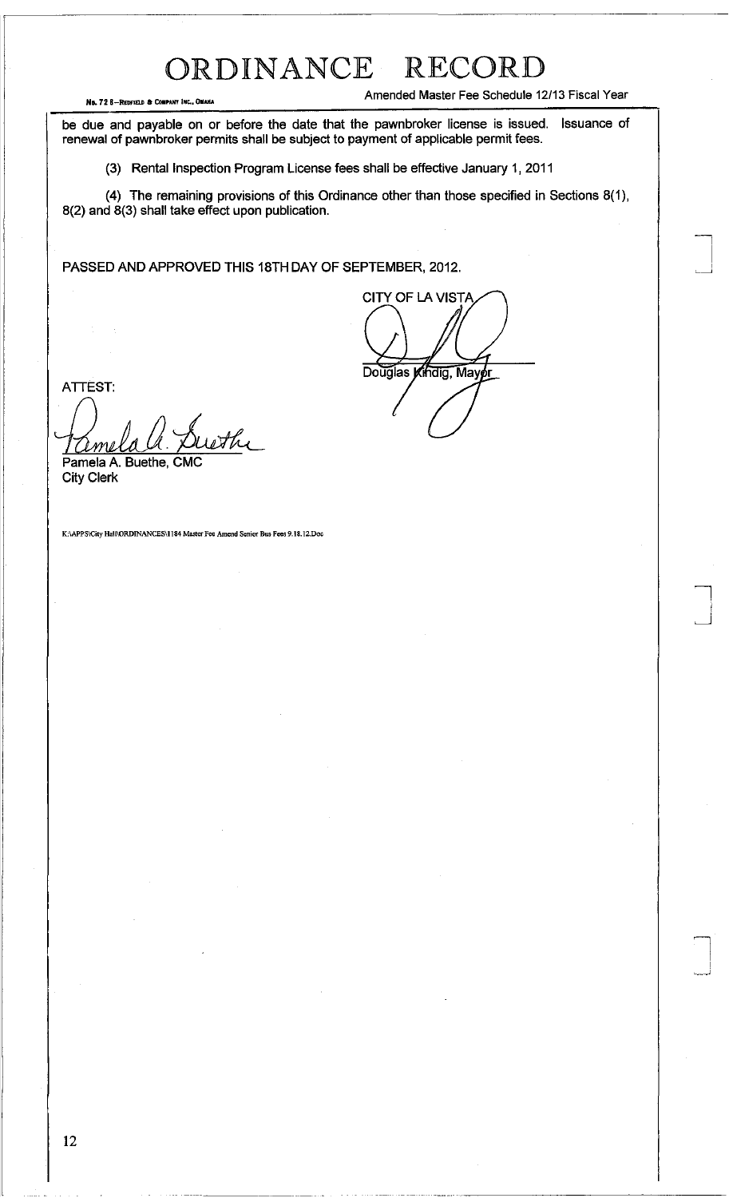be due and payable on or before the date that the pawnbroker license is issued. Issuance of renewal of pawnbroker permits shall be subject to payment of applicable permit fees.

(3) Rental Inspection Program License fees shall be effective January 1, 2011

(4) The remaining provisions of this Ordinance other than those specified in Sections 8(1), 8(2) and 8(3) shall take effect upon publication.

PASSED AND APPROVED THIS 18TH DAY OF SEPTEMBER, 2012.

CITY OF LA VISTA

Douglas Kindig, Mayor

ATTEST:

Pamela A. Buethe, CMC
City Clerk

K:\APPS\City Hall\ORDINANCES\1184 Master Fee Amend Senior Bus Fees 9.18.12.Doc